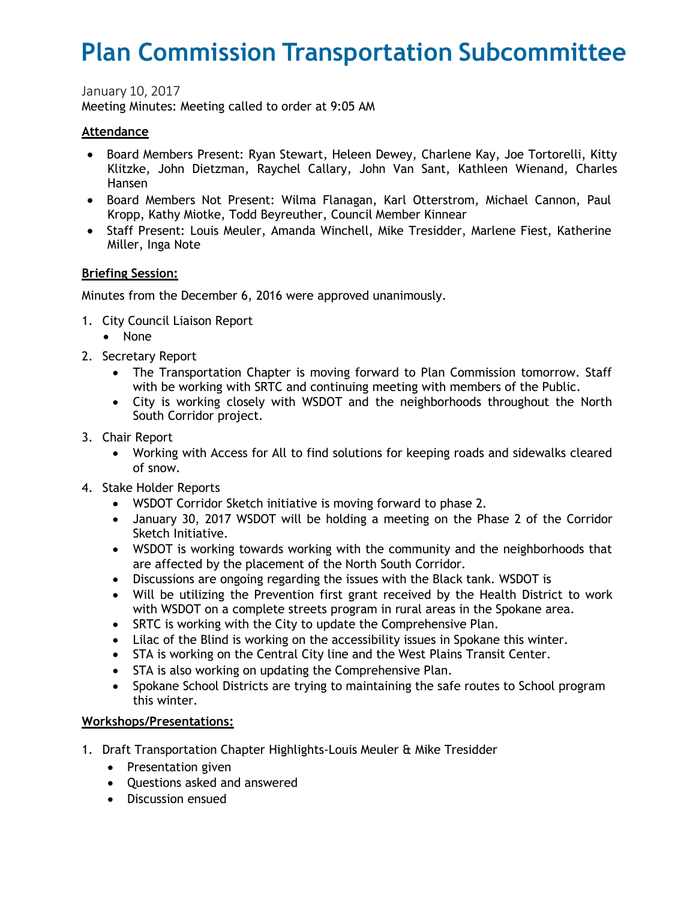# Plan Commission Transportation Subcommittee

January 10, 2017
Meeting Minutes: Meeting called to order at 9:05 AM

**Attendance**

- Board Members Present: Ryan Stewart, Heleen Dewey, Charlene Kay, Joe Tortorelli, Kitty Klitzke, John Dietzman, Raychel Callary, John Van Sant, Kathleen Wienand, Charles Hansen
- Board Members Not Present: Wilma Flanagan, Karl Otterstrom, Michael Cannon, Paul Kropp, Kathy Miotke, Todd Beyreuther, Council Member Kinnear
- Staff Present: Louis Meuler, Amanda Winchell, Mike Tresidder, Marlene Fiest, Katherine Miller, Inga Note

**Briefing Session:**

Minutes from the December 6, 2016 were approved unanimously.

1. City Council Liaison Report
   - None
2. Secretary Report
   - The Transportation Chapter is moving forward to Plan Commission tomorrow. Staff with be working with SRTC and continuing meeting with members of the Public.
   - City is working closely with WSDOT and the neighborhoods throughout the North South Corridor project.
3. Chair Report
   - Working with Access for All to find solutions for keeping roads and sidewalks cleared of snow.
4. Stake Holder Reports
   - WSDOT Corridor Sketch initiative is moving forward to phase 2.
   - January 30, 2017 WSDOT will be holding a meeting on the Phase 2 of the Corridor Sketch Initiative.
   - WSDOT is working towards working with the community and the neighborhoods that are affected by the placement of the North South Corridor.
   - Discussions are ongoing regarding the issues with the Black tank. WSDOT is
   - Will be utilizing the Prevention first grant received by the Health District to work with WSDOT on a complete streets program in rural areas in the Spokane area.
   - SRTC is working with the City to update the Comprehensive Plan.
   - Lilac of the Blind is working on the accessibility issues in Spokane this winter.
   - STA is working on the Central City line and the West Plains Transit Center.
   - STA is also working on updating the Comprehensive Plan.
   - Spokane School Districts are trying to maintaining the safe routes to School program this winter.

**Workshops/Presentations:**

1. Draft Transportation Chapter Highlights-Louis Meuler & Mike Tresidder
   - Presentation given
   - Questions asked and answered
   - Discussion ensued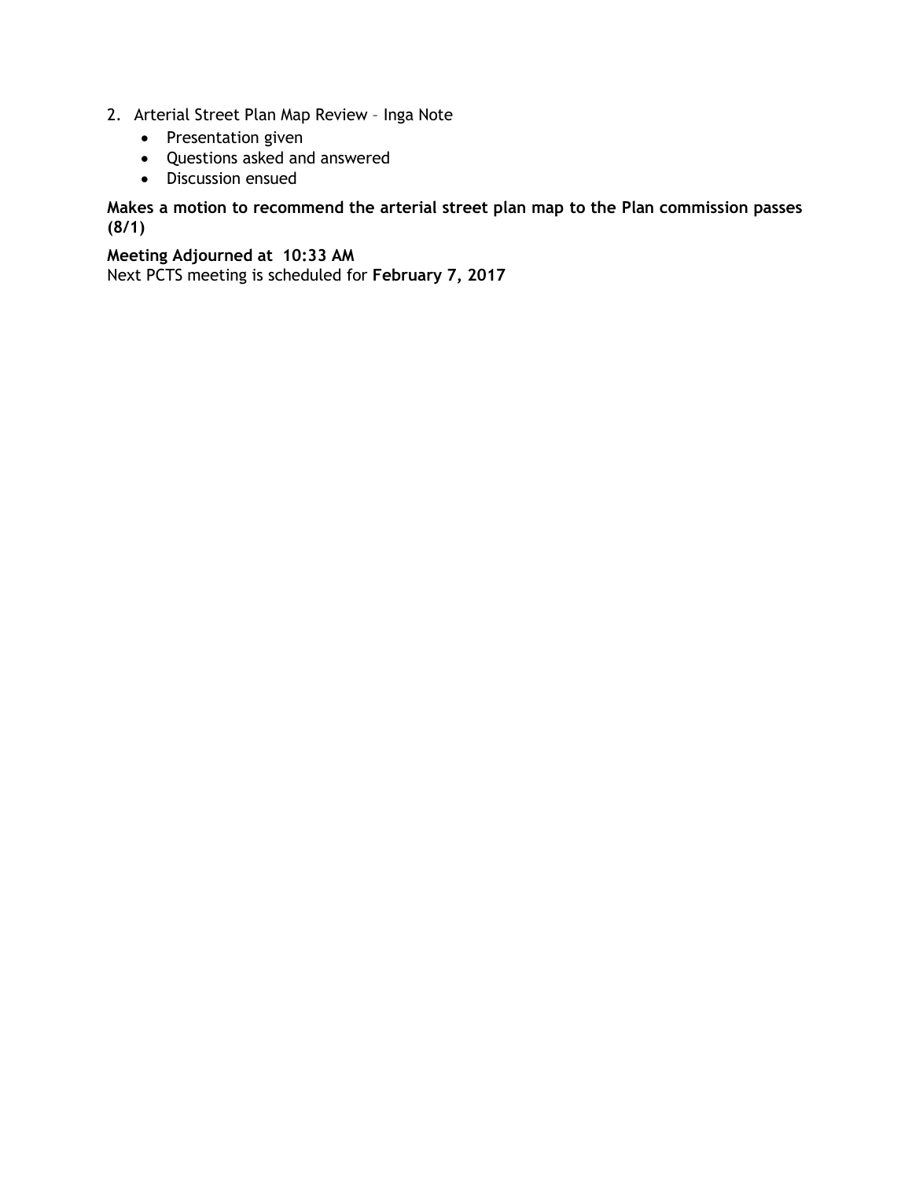2. Arterial Street Plan Map Review – Inga Note
    - Presentation given
    - Questions asked and answered
    - Discussion ensued

**Makes a motion to recommend the arterial street plan map to the Plan commission passes (8/1)**

**Meeting Adjourned at 10:33 AM**

Next PCTS meeting is scheduled for **February 7, 2017**